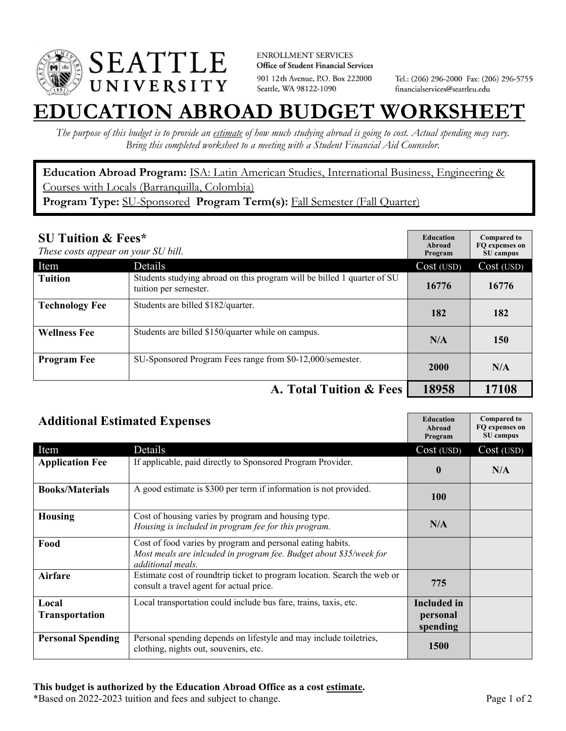SEATTLE UNIVERSITY

ENROLLMENT SERVICES
**Office of Student Financial Services**
901 12th Avenue, P.O. Box 222000
Seattle, WA 98122-1090

Tel.: (206) 296-2000 Fax: (206) 296-5755
financialservices@seattleu.edu

# EDUCATION ABROAD BUDGET WORKSHEET

*The purpose of this budget is to provide an estimate of how much studying abroad is going to cost. Actual spending may vary. Bring this completed worksheet to a meeting with a Student Financial Aid Counselor.*

**Education Abroad Program:** ISA: Latin American Studies, International Business, Engineering & Courses with Locals (Barranquilla, Colombia)
**Program Type:** SU-Sponsored **Program Term(s):** Fall Semester (Fall Quarter)

## SU Tuition & Fees*

*These costs appear on your SU bill.*

| Item | Details | Education Abroad Program Cost (USD) | Compared to FQ expenses on SU campus Cost (USD) |
|---|---|---|---|
| **Tuition** | Students studying abroad on this program will be billed 1 quarter of SU tuition per semester. | **16776** | **16776** |
| **Technology Fee** | Students are billed $182/quarter. | **182** | **182** |
| **Wellness Fee** | Students are billed $150/quarter while on campus. | **N/A** | **150** |
| **Program Fee** | SU-Sponsored Program Fees range from $0-12,000/semester. | **2000** | **N/A** |
| | **A. Total Tuition & Fees** | **18958** | **17108** |

## Additional Estimated Expenses

| Item | Details | Education Abroad Program Cost (USD) | Compared to FQ expenses on SU campus Cost (USD) |
|---|---|---|---|
| **Application Fee** | If applicable, paid directly to Sponsored Program Provider. | **0** | **N/A** |
| **Books/Materials** | A good estimate is $300 per term if information is not provided. | **100** | |
| **Housing** | Cost of housing varies by program and housing type. *Housing is included in program fee for this program.* | **N/A** | |
| **Food** | Cost of food varies by program and personal eating habits. *Most meals are inlcuded in program fee. Budget about $35/week for additional meals.* | | |
| **Airfare** | Estimate cost of roundtrip ticket to program location. Search the web or consult a travel agent for actual price. | **775** | |
| **Local Transportation** | Local transportation could include bus fare, trains, taxis, etc. | **Included in personal spending** | |
| **Personal Spending** | Personal spending depends on lifestyle and may include toiletries, clothing, nights out, souvenirs, etc. | **1500** | |

**This budget is authorized by the Education Abroad Office as a cost estimate.**
*Based on 2022-2023 tuition and fees and subject to change.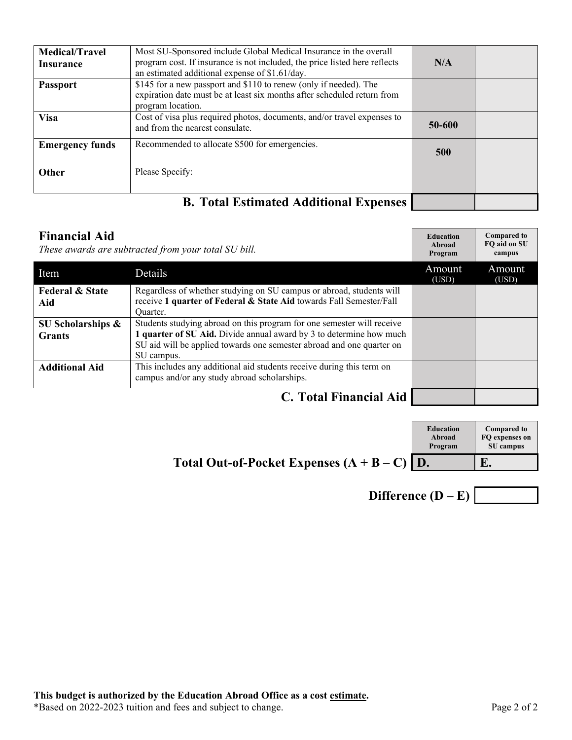| | | | |
|---|---|---|---|
| **Medical/Travel Insurance** | Most SU-Sponsored include Global Medical Insurance in the overall program cost. If insurance is not included, the price listed here reflects an estimated additional expense of $1.61/day. | **N/A** | |
| **Passport** | $145 for a new passport and $110 to renew (only if needed). The expiration date must be at least six months after scheduled return from program location. | | |
| **Visa** | Cost of visa plus required photos, documents, and/or travel expenses to and from the nearest consulate. | **50-600** | |
| **Emergency funds** | Recommended to allocate $500 for emergencies. | **500** | |
| **Other** | Please Specify: | | |
| | **B. Total Estimated Additional Expenses** | | |

## Financial Aid

*These awards are subtracted from your total SU bill.*

| | | **Education Abroad Program** | **Compared to FQ aid on SU campus** |
|---|---|---|---|
| Item | Details | Amount (USD) | Amount (USD) |
| **Federal & State Aid** | Regardless of whether studying on SU campus or abroad, students will receive **1 quarter of Federal & State Aid** towards Fall Semester/Fall Quarter. | | |
| **SU Scholarships & Grants** | Students studying abroad on this program for one semester will receive **1 quarter of SU Aid.** Divide annual award by 3 to determine how much SU aid will be applied towards one semester abroad and one quarter on SU campus. | | |
| **Additional Aid** | This includes any additional aid students receive during this term on campus and/or any study abroad scholarships. | | |
| | **C. Total Financial Aid** | | |

| | **Education Abroad Program** | **Compared to FQ expenses on SU campus** |
|---|---|---|
| **Total Out-of-Pocket Expenses (A + B – C)** | **D.** | **E.** |

| | |
|---|---|
| **Difference (D – E)** | |

**This budget is authorized by the Education Abroad Office as a cost estimate.**

*Based on 2022-2023 tuition and fees and subject to change.